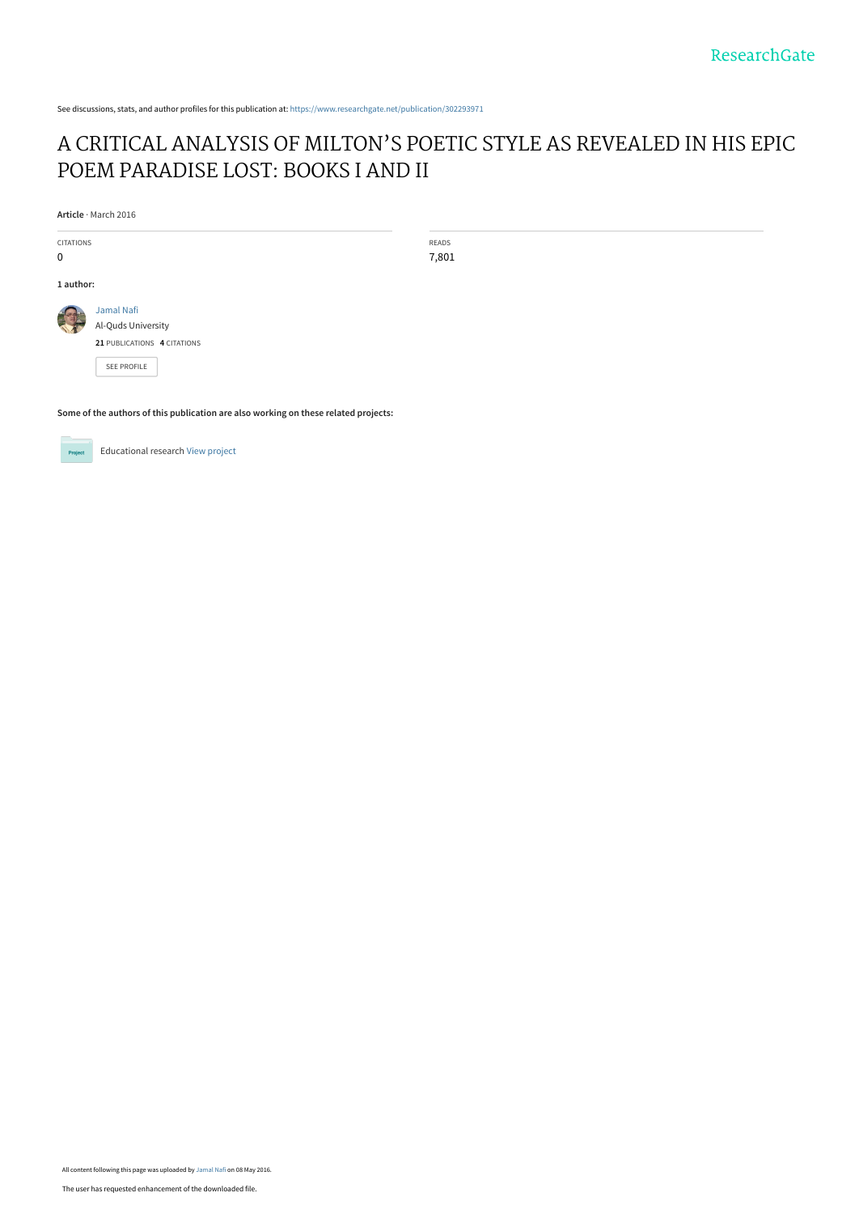See discussions, stats, and author profiles for this publication at: https://www.researchgate.net/publication/302293971

# A CRITICAL ANALYSIS OF MILTON'S POETIC STYLE AS REVEALED IN HIS EPIC POEM PARADISE LOST: BOOKS I AND II

**Article** · March 2016

| CITATIONS | READS |
| --- | --- |
| 0 | 7,801 |

**1 author:**

Jamal Nafi
Al-Quds University
**21** PUBLICATIONS **4** CITATIONS

SEE PROFILE

**Some of the authors of this publication are also working on these related projects:**

Educational research View project

All content following this page was uploaded by Jamal Nafi on 08 May 2016.

The user has requested enhancement of the downloaded file.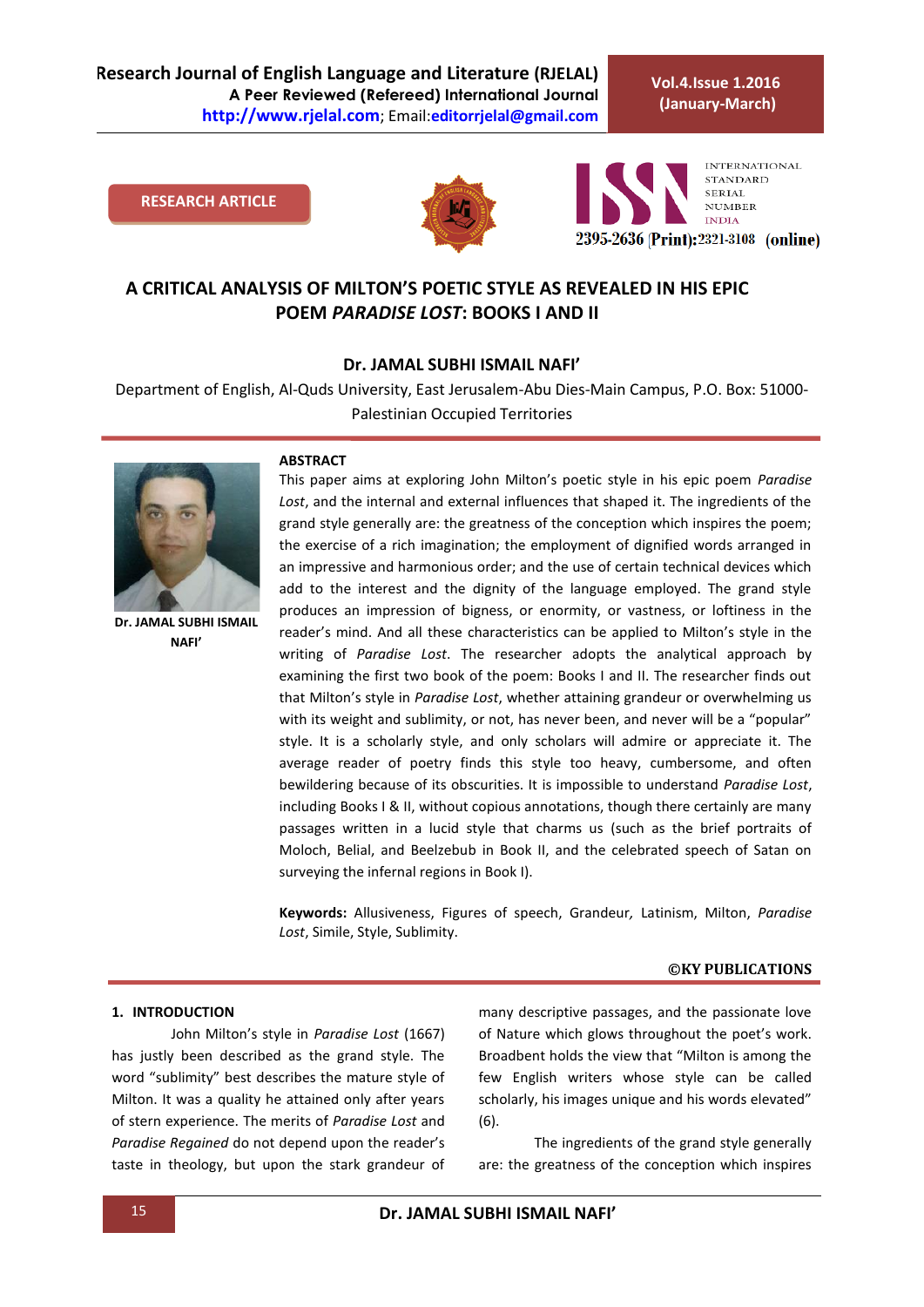# A CRITICAL ANALYSIS OF MILTON'S POETIC STYLE AS REVEALED IN HIS EPIC POEM *PARADISE LOST*: BOOKS I AND II

**Dr. JAMAL SUBHI ISMAIL NAFI'**

Department of English, Al-Quds University, East Jerusalem-Abu Dies-Main Campus, P.O. Box: 51000-Palestinian Occupied Territories

**RESEARCH ARTICLE**

**Dr. JAMAL SUBHI ISMAIL NAFI'**

**ABSTRACT**

This paper aims at exploring John Milton's poetic style in his epic poem *Paradise Lost*, and the internal and external influences that shaped it. The ingredients of the grand style generally are: the greatness of the conception which inspires the poem; the exercise of a rich imagination; the employment of dignified words arranged in an impressive and harmonious order; and the use of certain technical devices which add to the interest and the dignity of the language employed. The grand style produces an impression of bigness, or enormity, or vastness, or loftiness in the reader's mind. And all these characteristics can be applied to Milton's style in the writing of *Paradise Lost*. The researcher adopts the analytical approach by examining the first two book of the poem: Books I and II. The researcher finds out that Milton's style in *Paradise Lost*, whether attaining grandeur or overwhelming us with its weight and sublimity, or not, has never been, and never will be a "popular" style. It is a scholarly style, and only scholars will admire or appreciate it. The average reader of poetry finds this style too heavy, cumbersome, and often bewildering because of its obscurities. It is impossible to understand *Paradise Lost*, including Books I & II, without copious annotations, though there certainly are many passages written in a lucid style that charms us (such as the brief portraits of Moloch, Belial, and Beelzebub in Book II, and the celebrated speech of Satan on surveying the infernal regions in Book I).

**Keywords:** Allusiveness, Figures of speech, Grandeur, Latinism, Milton, *Paradise Lost*, Simile, Style, Sublimity.

**©KY PUBLICATIONS**

## 1. INTRODUCTION

John Milton's style in *Paradise Lost* (1667) has justly been described as the grand style. The word "sublimity" best describes the mature style of Milton. It was a quality he attained only after years of stern experience. The merits of *Paradise Lost* and *Paradise Regained* do not depend upon the reader's taste in theology, but upon the stark grandeur of many descriptive passages, and the passionate love of Nature which glows throughout the poet's work. Broadbent holds the view that "Milton is among the few English writers whose style can be called scholarly, his images unique and his words elevated" (6).

The ingredients of the grand style generally are: the greatness of the conception which inspires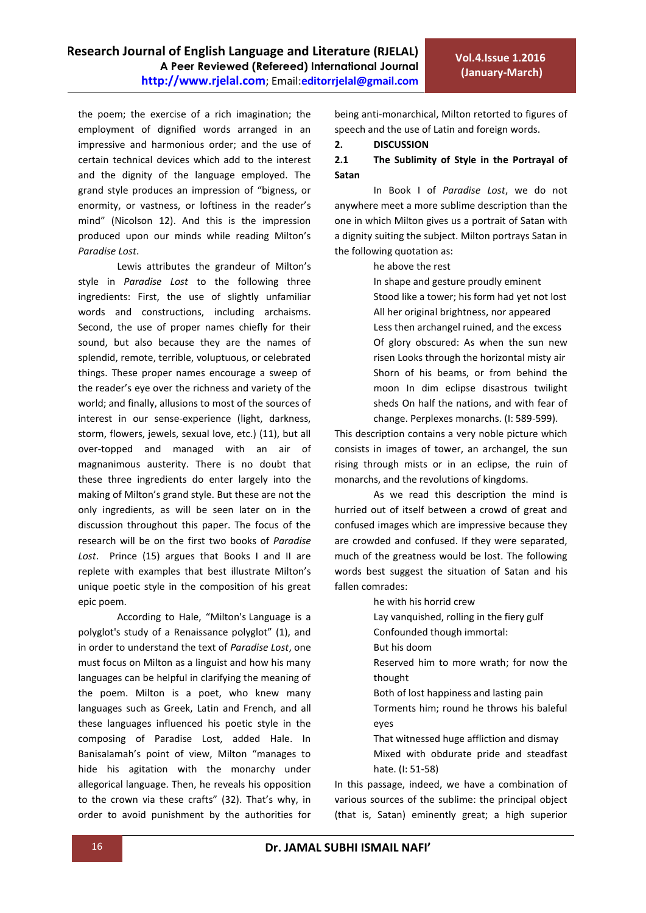the poem; the exercise of a rich imagination; the employment of dignified words arranged in an impressive and harmonious order; and the use of certain technical devices which add to the interest and the dignity of the language employed. The grand style produces an impression of "bigness, or enormity, or vastness, or loftiness in the reader's mind" (Nicolson 12). And this is the impression produced upon our minds while reading Milton's *Paradise Lost*.

Lewis attributes the grandeur of Milton's style in *Paradise Lost* to the following three ingredients: First, the use of slightly unfamiliar words and constructions, including archaisms. Second, the use of proper names chiefly for their sound, but also because they are the names of splendid, remote, terrible, voluptuous, or celebrated things. These proper names encourage a sweep of the reader's eye over the richness and variety of the world; and finally, allusions to most of the sources of interest in our sense-experience (light, darkness, storm, flowers, jewels, sexual love, etc.) (11), but all over-topped and managed with an air of magnanimous austerity. There is no doubt that these three ingredients do enter largely into the making of Milton's grand style. But these are not the only ingredients, as will be seen later on in the discussion throughout this paper. The focus of the research will be on the first two books of *Paradise Lost*. Prince (15) argues that Books I and II are replete with examples that best illustrate Milton's unique poetic style in the composition of his great epic poem.

According to Hale, "Milton's Language is a polyglot's study of a Renaissance polyglot" (1), and in order to understand the text of *Paradise Lost*, one must focus on Milton as a linguist and how his many languages can be helpful in clarifying the meaning of the poem. Milton is a poet, who knew many languages such as Greek, Latin and French, and all these languages influenced his poetic style in the composing of Paradise Lost, added Hale. In Banisalamah's point of view, Milton "manages to hide his agitation with the monarchy under allegorical language. Then, he reveals his opposition to the crown via these crafts" (32). That's why, in order to avoid punishment by the authorities for being anti-monarchical, Milton retorted to figures of speech and the use of Latin and foreign words.

## 2. DISCUSSION

### 2.1 The Sublimity of Style in the Portrayal of Satan

In Book I of *Paradise Lost*, we do not anywhere meet a more sublime description than the one in which Milton gives us a portrait of Satan with a dignity suiting the subject. Milton portrays Satan in the following quotation as:

> he above the rest
> In shape and gesture proudly eminent
> Stood like a tower; his form had yet not lost
> All her original brightness, nor appeared
> Less then archangel ruined, and the excess
> Of glory obscured: As when the sun new risen Looks through the horizontal misty air
> Shorn of his beams, or from behind the moon In dim eclipse disastrous twilight sheds On half the nations, and with fear of change. Perplexes monarchs. (I: 589-599).

This description contains a very noble picture which consists in images of tower, an archangel, the sun rising through mists or in an eclipse, the ruin of monarchs, and the revolutions of kingdoms.

As we read this description the mind is hurried out of itself between a crowd of great and confused images which are impressive because they are crowded and confused. If they were separated, much of the greatness would be lost. The following words best suggest the situation of Satan and his fallen comrades:

> he with his horrid crew
> Lay vanquished, rolling in the fiery gulf
> Confounded though immortal:
> But his doom
> Reserved him to more wrath; for now the thought
> Both of lost happiness and lasting pain
> Torments him; round he throws his baleful eyes
> That witnessed huge affliction and dismay
> Mixed with obdurate pride and steadfast hate. (I: 51-58)

In this passage, indeed, we have a combination of various sources of the sublime: the principal object (that is, Satan) eminently great; a high superior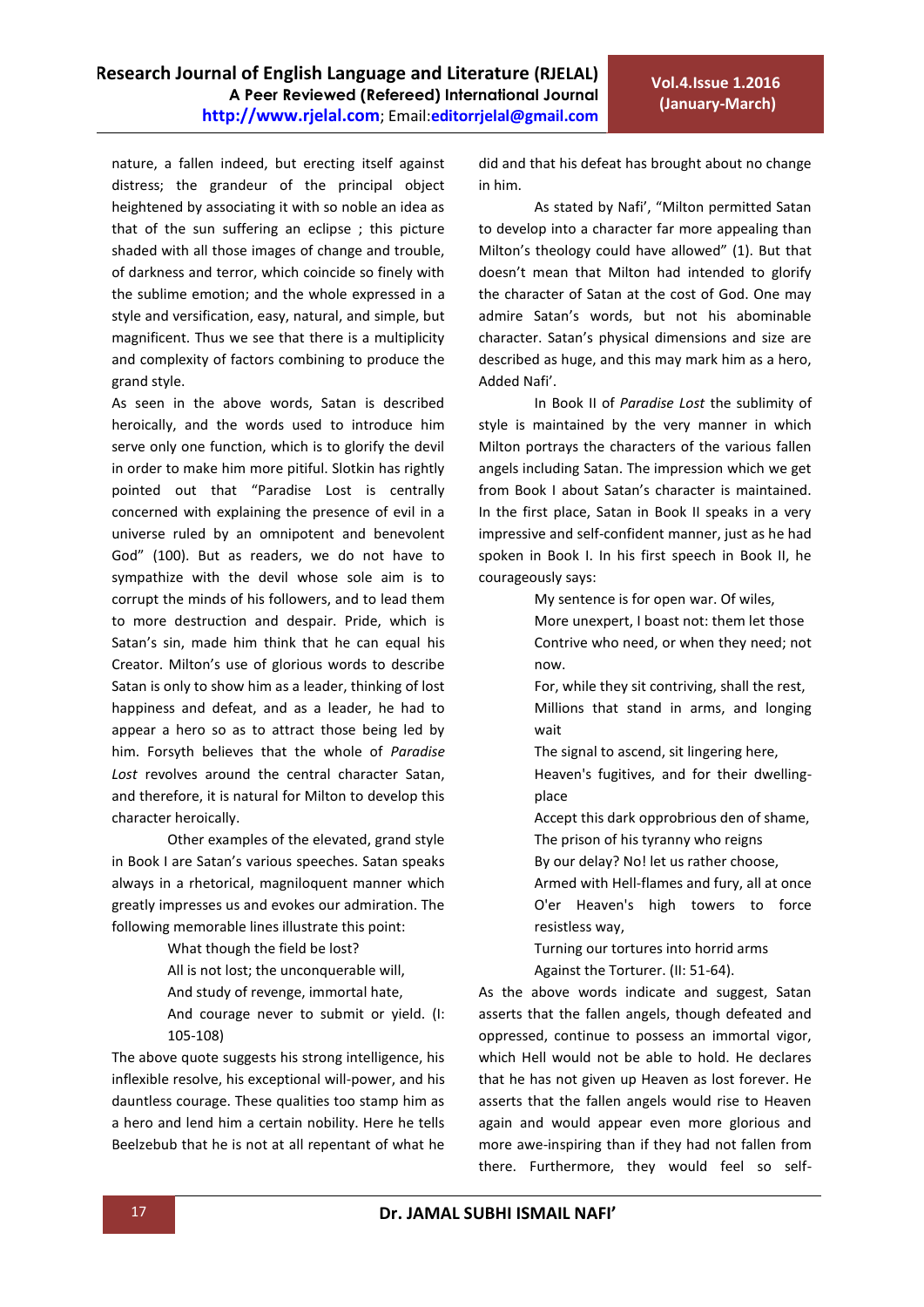nature, a fallen indeed, but erecting itself against distress; the grandeur of the principal object heightened by associating it with so noble an idea as that of the sun suffering an eclipse ; this picture shaded with all those images of change and trouble, of darkness and terror, which coincide so finely with the sublime emotion; and the whole expressed in a style and versification, easy, natural, and simple, but magnificent. Thus we see that there is a multiplicity and complexity of factors combining to produce the grand style.

As seen in the above words, Satan is described heroically, and the words used to introduce him serve only one function, which is to glorify the devil in order to make him more pitiful. Slotkin has rightly pointed out that "Paradise Lost is centrally concerned with explaining the presence of evil in a universe ruled by an omnipotent and benevolent God" (100). But as readers, we do not have to sympathize with the devil whose sole aim is to corrupt the minds of his followers, and to lead them to more destruction and despair. Pride, which is Satan's sin, made him think that he can equal his Creator. Milton's use of glorious words to describe Satan is only to show him as a leader, thinking of lost happiness and defeat, and as a leader, he had to appear a hero so as to attract those being led by him. Forsyth believes that the whole of *Paradise Lost* revolves around the central character Satan, and therefore, it is natural for Milton to develop this character heroically.

Other examples of the elevated, grand style in Book I are Satan's various speeches. Satan speaks always in a rhetorical, magniloquent manner which greatly impresses us and evokes our admiration. The following memorable lines illustrate this point:

> What though the field be lost?
> All is not lost; the unconquerable will,
> And study of revenge, immortal hate,
> And courage never to submit or yield. (I: 105-108)

The above quote suggests his strong intelligence, his inflexible resolve, his exceptional will-power, and his dauntless courage. These qualities too stamp him as a hero and lend him a certain nobility. Here he tells Beelzebub that he is not at all repentant of what he did and that his defeat has brought about no change in him.

As stated by Nafi', "Milton permitted Satan to develop into a character far more appealing than Milton's theology could have allowed" (1). But that doesn't mean that Milton had intended to glorify the character of Satan at the cost of God. One may admire Satan's words, but not his abominable character. Satan's physical dimensions and size are described as huge, and this may mark him as a hero, Added Nafi'.

In Book II of *Paradise Lost* the sublimity of style is maintained by the very manner in which Milton portrays the characters of the various fallen angels including Satan. The impression which we get from Book I about Satan's character is maintained. In the first place, Satan in Book II speaks in a very impressive and self-confident manner, just as he had spoken in Book I. In his first speech in Book II, he courageously says:

> My sentence is for open war. Of wiles,
> More unexpert, I boast not: them let those
> Contrive who need, or when they need; not now.
> For, while they sit contriving, shall the rest,
> Millions that stand in arms, and longing wait
> The signal to ascend, sit lingering here,
> Heaven's fugitives, and for their dwelling-place
> Accept this dark opprobrious den of shame,
> The prison of his tyranny who reigns
> By our delay? No! let us rather choose,
> Armed with Hell-flames and fury, all at once
> O'er Heaven's high towers to force resistless way,
> Turning our tortures into horrid arms
> Against the Torturer. (II: 51-64).

As the above words indicate and suggest, Satan asserts that the fallen angels, though defeated and oppressed, continue to possess an immortal vigor, which Hell would not be able to hold. He declares that he has not given up Heaven as lost forever. He asserts that the fallen angels would rise to Heaven again and would appear even more glorious and more awe-inspiring than if they had not fallen from there. Furthermore, they would feel so self-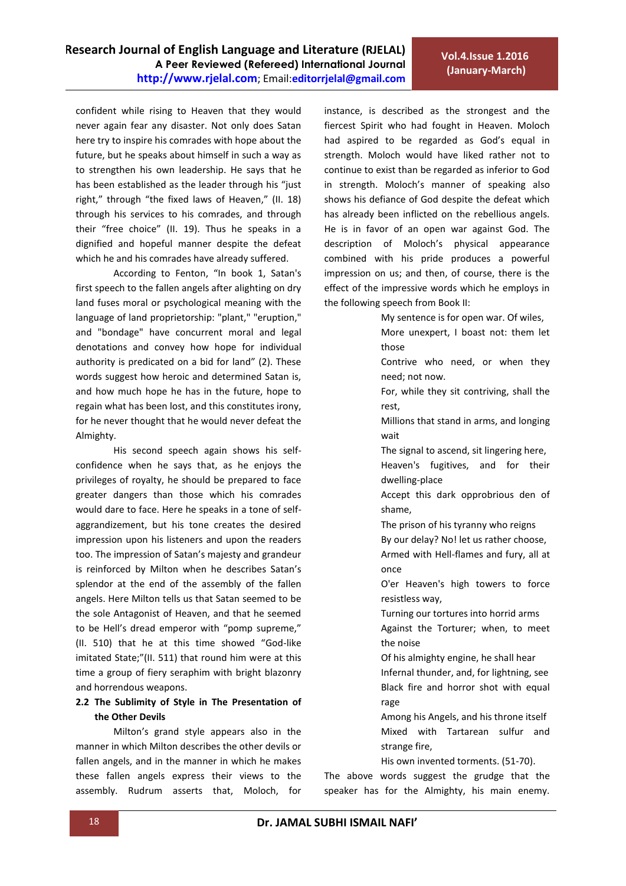confident while rising to Heaven that they would never again fear any disaster. Not only does Satan here try to inspire his comrades with hope about the future, but he speaks about himself in such a way as to strengthen his own leadership. He says that he has been established as the leader through his "just right," through "the fixed laws of Heaven," (II. 18) through his services to his comrades, and through their "free choice" (II. 19). Thus he speaks in a dignified and hopeful manner despite the defeat which he and his comrades have already suffered.

According to Fenton, "In book 1, Satan's first speech to the fallen angels after alighting on dry land fuses moral or psychological meaning with the language of land proprietorship: "plant," "eruption," and "bondage" have concurrent moral and legal denotations and convey how hope for individual authority is predicated on a bid for land" (2). These words suggest how heroic and determined Satan is, and how much hope he has in the future, hope to regain what has been lost, and this constitutes irony, for he never thought that he would never defeat the Almighty.

His second speech again shows his self-confidence when he says that, as he enjoys the privileges of royalty, he should be prepared to face greater dangers than those which his comrades would dare to face. Here he speaks in a tone of self-aggrandizement, but his tone creates the desired impression upon his listeners and upon the readers too. The impression of Satan's majesty and grandeur is reinforced by Milton when he describes Satan's splendor at the end of the assembly of the fallen angels. Here Milton tells us that Satan seemed to be the sole Antagonist of Heaven, and that he seemed to be Hell's dread emperor with "pomp supreme," (II. 510) that he at this time showed "God-like imitated State;"(II. 511) that round him were at this time a group of fiery seraphim with bright blazonry and horrendous weapons.

**2.2 The Sublimity of Style in The Presentation of the Other Devils**

Milton's grand style appears also in the manner in which Milton describes the other devils or fallen angels, and in the manner in which he makes these fallen angels express their views to the assembly. Rudrum asserts that, Moloch, for instance, is described as the strongest and the fiercest Spirit who had fought in Heaven. Moloch had aspired to be regarded as God's equal in strength. Moloch would have liked rather not to continue to exist than be regarded as inferior to God in strength. Moloch's manner of speaking also shows his defiance of God despite the defeat which has already been inflicted on the rebellious angels. He is in favor of an open war against God. The description of Moloch's physical appearance combined with his pride produces a powerful impression on us; and then, of course, there is the effect of the impressive words which he employs in the following speech from Book II:

> My sentence is for open war. Of wiles,
> More unexpert, I boast not: them let those
> Contrive who need, or when they need; not now.
> For, while they sit contriving, shall the rest,
> Millions that stand in arms, and longing wait
> The signal to ascend, sit lingering here,
> Heaven's fugitives, and for their dwelling-place
> Accept this dark opprobrious den of shame,
> The prison of his tyranny who reigns
> By our delay? No! let us rather choose,
> Armed with Hell-flames and fury, all at once
> O'er Heaven's high towers to force resistless way,
> Turning our tortures into horrid arms
> Against the Torturer; when, to meet the noise
> Of his almighty engine, he shall hear
> Infernal thunder, and, for lightning, see
> Black fire and horror shot with equal rage
> Among his Angels, and his throne itself
> Mixed with Tartarean sulfur and strange fire,
> His own invented torments. (51-70).

The above words suggest the grudge that the speaker has for the Almighty, his main enemy.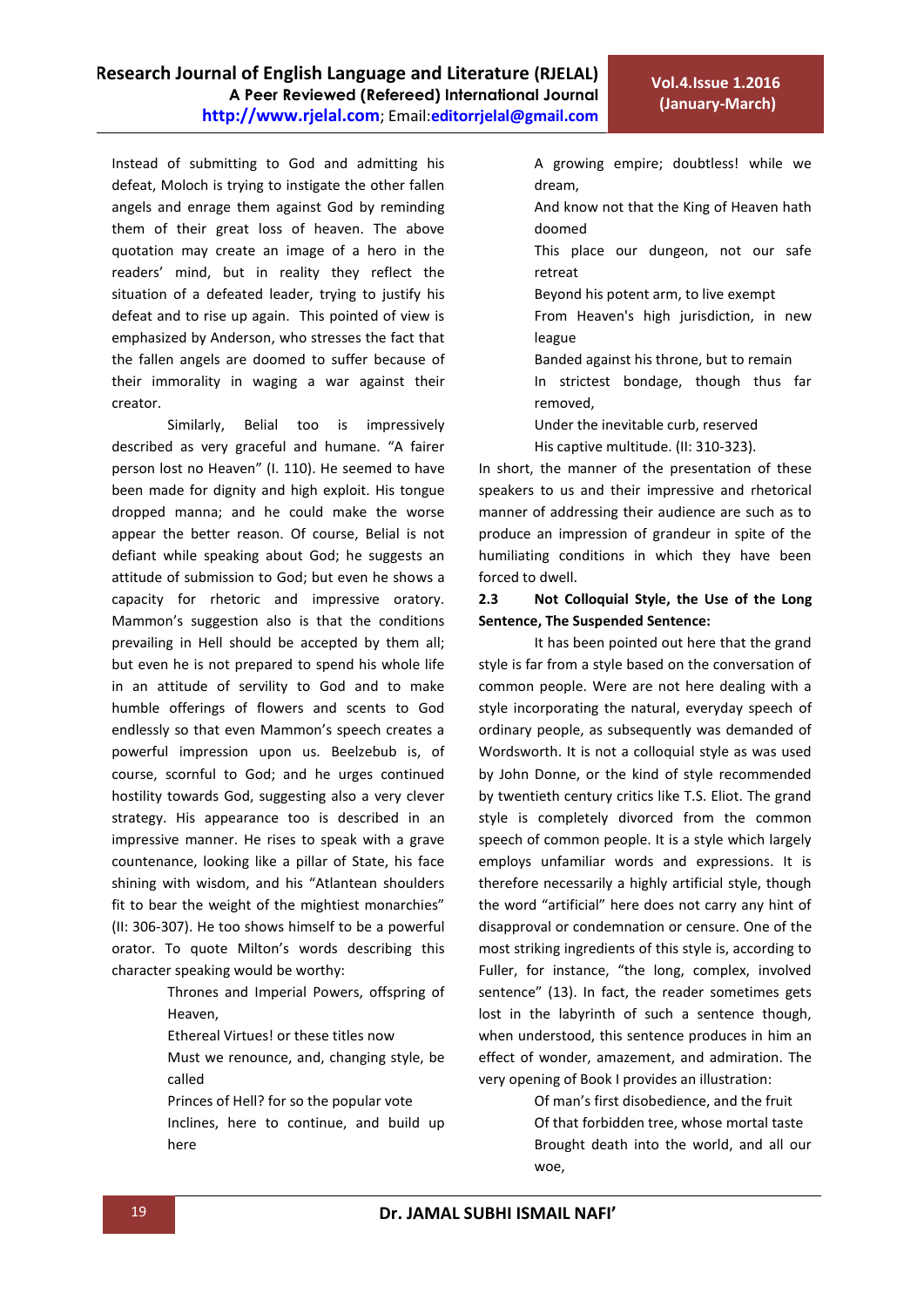Instead of submitting to God and admitting his defeat, Moloch is trying to instigate the other fallen angels and enrage them against God by reminding them of their great loss of heaven. The above quotation may create an image of a hero in the readers' mind, but in reality they reflect the situation of a defeated leader, trying to justify his defeat and to rise up again. This pointed of view is emphasized by Anderson, who stresses the fact that the fallen angels are doomed to suffer because of their immorality in waging a war against their creator.

Similarly, Belial too is impressively described as very graceful and humane. "A fairer person lost no Heaven" (I. 110). He seemed to have been made for dignity and high exploit. His tongue dropped manna; and he could make the worse appear the better reason. Of course, Belial is not defiant while speaking about God; he suggests an attitude of submission to God; but even he shows a capacity for rhetoric and impressive oratory. Mammon's suggestion also is that the conditions prevailing in Hell should be accepted by them all; but even he is not prepared to spend his whole life in an attitude of servility to God and to make humble offerings of flowers and scents to God endlessly so that even Mammon's speech creates a powerful impression upon us. Beelzebub is, of course, scornful to God; and he urges continued hostility towards God, suggesting also a very clever strategy. His appearance too is described in an impressive manner. He rises to speak with a grave countenance, looking like a pillar of State, his face shining with wisdom, and his "Atlantean shoulders fit to bear the weight of the mightiest monarchies" (II: 306-307). He too shows himself to be a powerful orator. To quote Milton's words describing this character speaking would be worthy:

> Thrones and Imperial Powers, offspring of Heaven,
> Ethereal Virtues! or these titles now
> Must we renounce, and, changing style, be called
> Princes of Hell? for so the popular vote
> Inclines, here to continue, and build up here
> A growing empire; doubtless! while we dream,
> And know not that the King of Heaven hath doomed
> This place our dungeon, not our safe retreat
> Beyond his potent arm, to live exempt
> From Heaven's high jurisdiction, in new league
> Banded against his throne, but to remain
> In strictest bondage, though thus far removed,
> Under the inevitable curb, reserved
> His captive multitude. (II: 310-323).

In short, the manner of the presentation of these speakers to us and their impressive and rhetorical manner of addressing their audience are such as to produce an impression of grandeur in spite of the humiliating conditions in which they have been forced to dwell.

**2.3 Not Colloquial Style, the Use of the Long Sentence, The Suspended Sentence:**

It has been pointed out here that the grand style is far from a style based on the conversation of common people. Were are not here dealing with a style incorporating the natural, everyday speech of ordinary people, as subsequently was demanded of Wordsworth. It is not a colloquial style as was used by John Donne, or the kind of style recommended by twentieth century critics like T.S. Eliot. The grand style is completely divorced from the common speech of common people. It is a style which largely employs unfamiliar words and expressions. It is therefore necessarily a highly artificial style, though the word "artificial" here does not carry any hint of disapproval or condemnation or censure. One of the most striking ingredients of this style is, according to Fuller, for instance, "the long, complex, involved sentence" (13). In fact, the reader sometimes gets lost in the labyrinth of such a sentence though, when understood, this sentence produces in him an effect of wonder, amazement, and admiration. The very opening of Book I provides an illustration:

> Of man's first disobedience, and the fruit
> Of that forbidden tree, whose mortal taste
> Brought death into the world, and all our woe,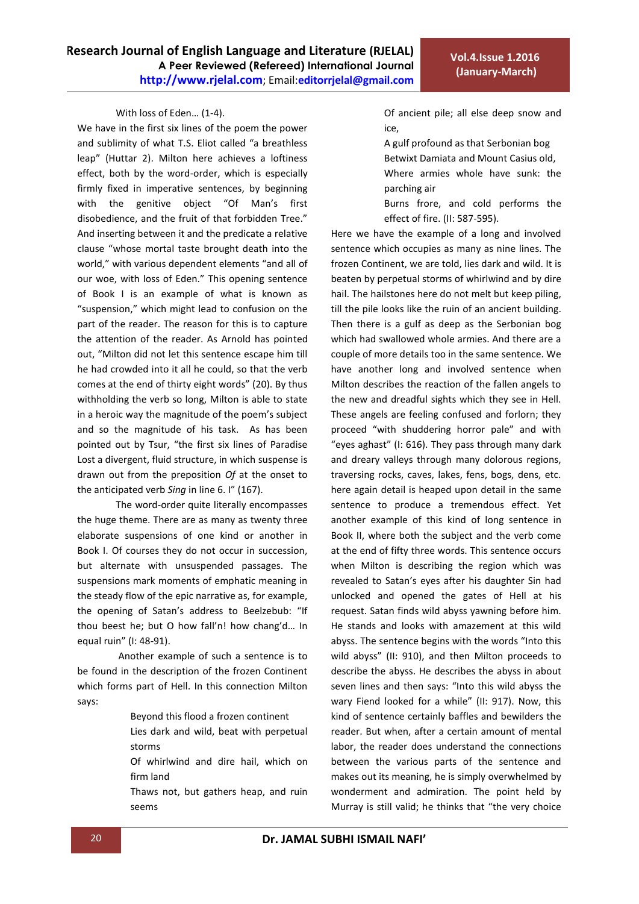With loss of Eden… (1-4).

We have in the first six lines of the poem the power and sublimity of what T.S. Eliot called "a breathless leap" (Huttar 2). Milton here achieves a loftiness effect, both by the word-order, which is especially firmly fixed in imperative sentences, by beginning with the genitive object "Of Man's first disobedience, and the fruit of that forbidden Tree." And inserting between it and the predicate a relative clause "whose mortal taste brought death into the world," with various dependent elements "and all of our woe, with loss of Eden." This opening sentence of Book I is an example of what is known as "suspension," which might lead to confusion on the part of the reader. The reason for this is to capture the attention of the reader. As Arnold has pointed out, "Milton did not let this sentence escape him till he had crowded into it all he could, so that the verb comes at the end of thirty eight words" (20). By thus withholding the verb so long, Milton is able to state in a heroic way the magnitude of the poem's subject and so the magnitude of his task. As has been pointed out by Tsur, "the first six lines of Paradise Lost a divergent, fluid structure, in which suspense is drawn out from the preposition *Of* at the onset to the anticipated verb *Sing* in line 6. I" (167).

The word-order quite literally encompasses the huge theme. There are as many as twenty three elaborate suspensions of one kind or another in Book I. Of courses they do not occur in succession, but alternate with unsuspended passages. The suspensions mark moments of emphatic meaning in the steady flow of the epic narrative as, for example, the opening of Satan's address to Beelzebub: "If thou beest he; but O how fall'n! how chang'd… In equal ruin" (I: 48-91).

Another example of such a sentence is to be found in the description of the frozen Continent which forms part of Hell. In this connection Milton says:

> Beyond this flood a frozen continent
> Lies dark and wild, beat with perpetual storms
> Of whirlwind and dire hail, which on firm land
> Thaws not, but gathers heap, and ruin seems
> Of ancient pile; all else deep snow and ice,
> A gulf profound as that Serbonian bog
> Betwixt Damiata and Mount Casius old,
> Where armies whole have sunk: the parching air
> Burns frore, and cold performs the effect of fire. (II: 587-595).

Here we have the example of a long and involved sentence which occupies as many as nine lines. The frozen Continent, we are told, lies dark and wild. It is beaten by perpetual storms of whirlwind and by dire hail. The hailstones here do not melt but keep piling, till the pile looks like the ruin of an ancient building. Then there is a gulf as deep as the Serbonian bog which had swallowed whole armies. And there are a couple of more details too in the same sentence. We have another long and involved sentence when Milton describes the reaction of the fallen angels to the new and dreadful sights which they see in Hell. These angels are feeling confused and forlorn; they proceed "with shuddering horror pale" and with "eyes aghast" (I: 616). They pass through many dark and dreary valleys through many dolorous regions, traversing rocks, caves, lakes, fens, bogs, dens, etc. here again detail is heaped upon detail in the same sentence to produce a tremendous effect. Yet another example of this kind of long sentence in Book II, where both the subject and the verb come at the end of fifty three words. This sentence occurs when Milton is describing the region which was revealed to Satan's eyes after his daughter Sin had unlocked and opened the gates of Hell at his request. Satan finds wild abyss yawning before him. He stands and looks with amazement at this wild abyss. The sentence begins with the words "Into this wild abyss" (II: 910), and then Milton proceeds to describe the abyss. He describes the abyss in about seven lines and then says: "Into this wild abyss the wary Fiend looked for a while" (II: 917). Now, this kind of sentence certainly baffles and bewilders the reader. But when, after a certain amount of mental labor, the reader does understand the connections between the various parts of the sentence and makes out its meaning, he is simply overwhelmed by wonderment and admiration. The point held by Murray is still valid; he thinks that "the very choice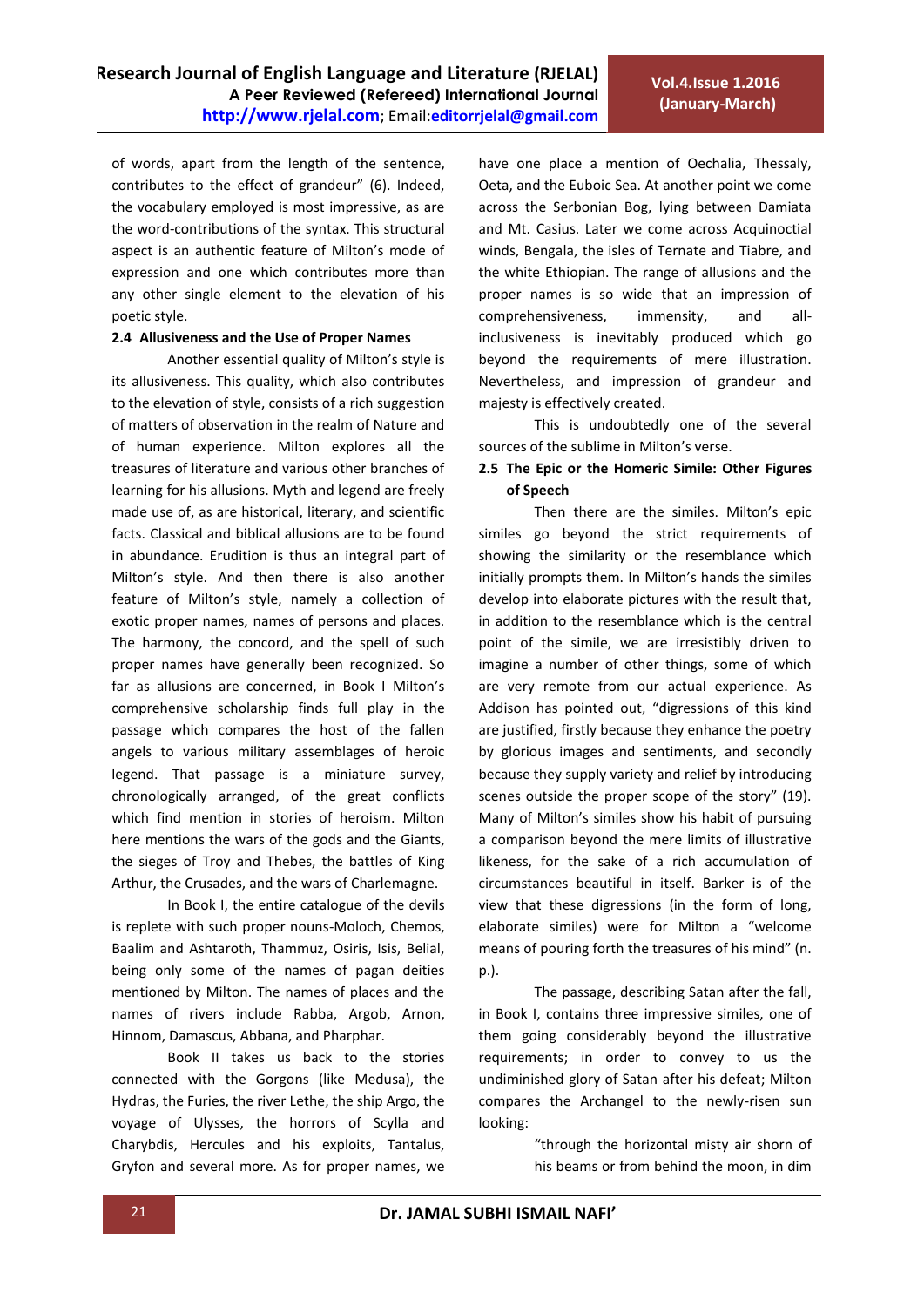of words, apart from the length of the sentence, contributes to the effect of grandeur" (6). Indeed, the vocabulary employed is most impressive, as are the word-contributions of the syntax. This structural aspect is an authentic feature of Milton's mode of expression and one which contributes more than any other single element to the elevation of his poetic style.

### 2.4 Allusiveness and the Use of Proper Names

Another essential quality of Milton's style is its allusiveness. This quality, which also contributes to the elevation of style, consists of a rich suggestion of matters of observation in the realm of Nature and of human experience. Milton explores all the treasures of literature and various other branches of learning for his allusions. Myth and legend are freely made use of, as are historical, literary, and scientific facts. Classical and biblical allusions are to be found in abundance. Erudition is thus an integral part of Milton's style. And then there is also another feature of Milton's style, namely a collection of exotic proper names, names of persons and places. The harmony, the concord, and the spell of such proper names have generally been recognized. So far as allusions are concerned, in Book I Milton's comprehensive scholarship finds full play in the passage which compares the host of the fallen angels to various military assemblages of heroic legend. That passage is a miniature survey, chronologically arranged, of the great conflicts which find mention in stories of heroism. Milton here mentions the wars of the gods and the Giants, the sieges of Troy and Thebes, the battles of King Arthur, the Crusades, and the wars of Charlemagne.

In Book I, the entire catalogue of the devils is replete with such proper nouns-Moloch, Chemos, Baalim and Ashtaroth, Thammuz, Osiris, Isis, Belial, being only some of the names of pagan deities mentioned by Milton. The names of places and the names of rivers include Rabba, Argob, Arnon, Hinnom, Damascus, Abbana, and Pharphar.

Book II takes us back to the stories connected with the Gorgons (like Medusa), the Hydras, the Furies, the river Lethe, the ship Argo, the voyage of Ulysses, the horrors of Scylla and Charybdis, Hercules and his exploits, Tantalus, Gryfon and several more. As for proper names, we have one place a mention of Oechalia, Thessaly, Oeta, and the Euboic Sea. At another point we come across the Serbonian Bog, lying between Damiata and Mt. Casius. Later we come across Acquinoctial winds, Bengala, the isles of Ternate and Tiabre, and the white Ethiopian. The range of allusions and the proper names is so wide that an impression of comprehensiveness, immensity, and all-inclusiveness is inevitably produced which go beyond the requirements of mere illustration. Nevertheless, and impression of grandeur and majesty is effectively created.

This is undoubtedly one of the several sources of the sublime in Milton's verse.

### 2.5 The Epic or the Homeric Simile: Other Figures of Speech

Then there are the similes. Milton's epic similes go beyond the strict requirements of showing the similarity or the resemblance which initially prompts them. In Milton's hands the similes develop into elaborate pictures with the result that, in addition to the resemblance which is the central point of the simile, we are irresistibly driven to imagine a number of other things, some of which are very remote from our actual experience. As Addison has pointed out, "digressions of this kind are justified, firstly because they enhance the poetry by glorious images and sentiments, and secondly because they supply variety and relief by introducing scenes outside the proper scope of the story" (19). Many of Milton's similes show his habit of pursuing a comparison beyond the mere limits of illustrative likeness, for the sake of a rich accumulation of circumstances beautiful in itself. Barker is of the view that these digressions (in the form of long, elaborate similes) were for Milton a "welcome means of pouring forth the treasures of his mind" (n. p.).

The passage, describing Satan after the fall, in Book I, contains three impressive similes, one of them going considerably beyond the illustrative requirements; in order to convey to us the undiminished glory of Satan after his defeat; Milton compares the Archangel to the newly-risen sun looking:

> "through the horizontal misty air shorn of his beams or from behind the moon, in dim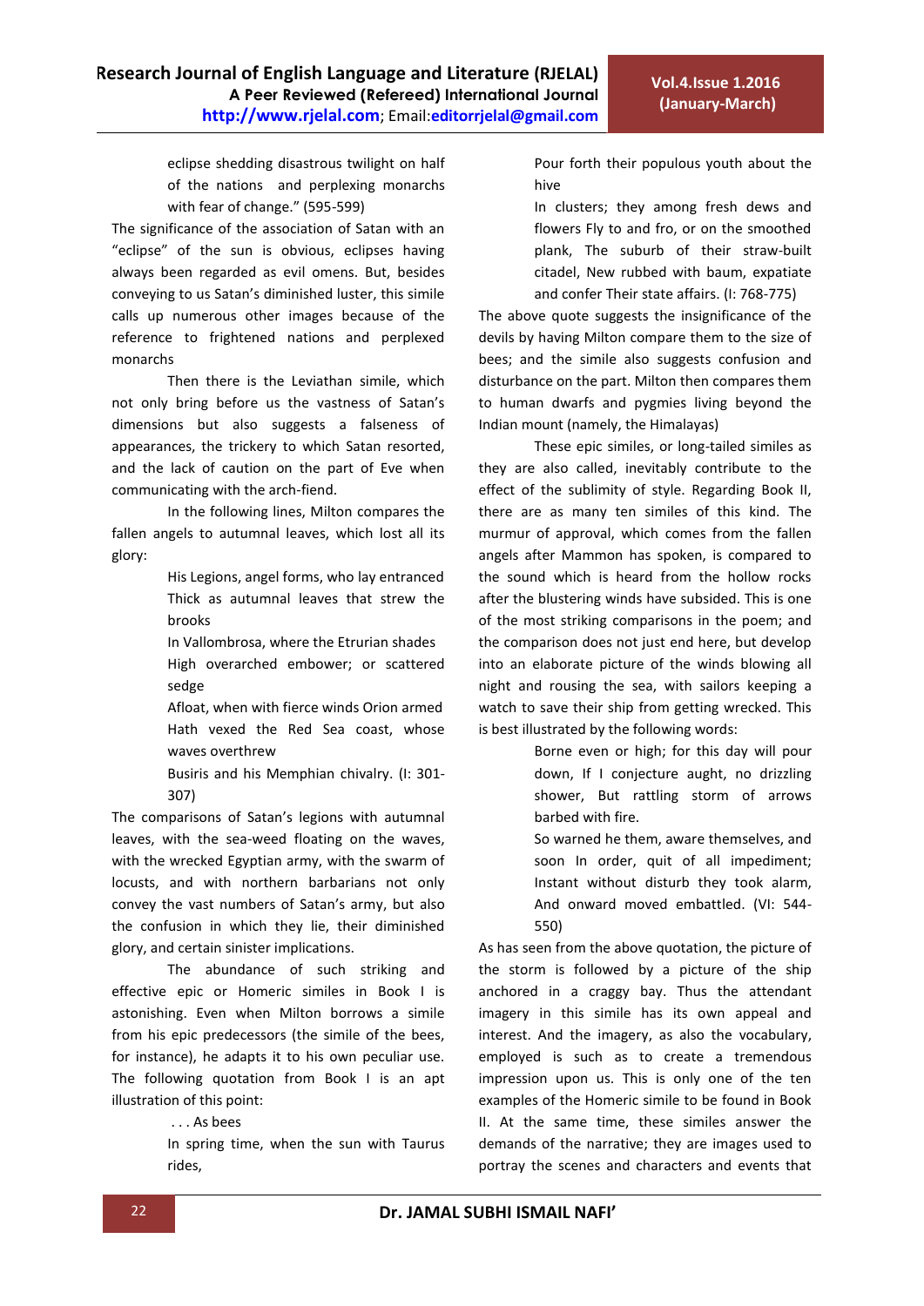eclipse shedding disastrous twilight on half of the nations and perplexing monarchs with fear of change." (595-599)

The significance of the association of Satan with an "eclipse" of the sun is obvious, eclipses having always been regarded as evil omens. But, besides conveying to us Satan's diminished luster, this simile calls up numerous other images because of the reference to frightened nations and perplexed monarchs

Then there is the Leviathan simile, which not only bring before us the vastness of Satan's dimensions but also suggests a falseness of appearances, the trickery to which Satan resorted, and the lack of caution on the part of Eve when communicating with the arch-fiend.

In the following lines, Milton compares the fallen angels to autumnal leaves, which lost all its glory:

> His Legions, angel forms, who lay entranced Thick as autumnal leaves that strew the brooks
> In Vallombrosa, where the Etrurian shades High overarched embower; or scattered sedge
> Afloat, when with fierce winds Orion armed Hath vexed the Red Sea coast, whose waves overthrew
> Busiris and his Memphian chivalry. (I: 301-307)

The comparisons of Satan's legions with autumnal leaves, with the sea-weed floating on the waves, with the wrecked Egyptian army, with the swarm of locusts, and with northern barbarians not only convey the vast numbers of Satan's army, but also the confusion in which they lie, their diminished glory, and certain sinister implications.

The abundance of such striking and effective epic or Homeric similes in Book I is astonishing. Even when Milton borrows a simile from his epic predecessors (the simile of the bees, for instance), he adapts it to his own peculiar use. The following quotation from Book I is an apt illustration of this point:

> . . . As bees
> In spring time, when the sun with Taurus rides,
> Pour forth their populous youth about the hive
> In clusters; they among fresh dews and flowers Fly to and fro, or on the smoothed plank, The suburb of their straw-built citadel, New rubbed with baum, expatiate and confer Their state affairs. (I: 768-775)

The above quote suggests the insignificance of the devils by having Milton compare them to the size of bees; and the simile also suggests confusion and disturbance on the part. Milton then compares them to human dwarfs and pygmies living beyond the Indian mount (namely, the Himalayas)

These epic similes, or long-tailed similes as they are also called, inevitably contribute to the effect of the sublimity of style. Regarding Book II, there are as many ten similes of this kind. The murmur of approval, which comes from the fallen angels after Mammon has spoken, is compared to the sound which is heard from the hollow rocks after the blustering winds have subsided. This is one of the most striking comparisons in the poem; and the comparison does not just end here, but develop into an elaborate picture of the winds blowing all night and rousing the sea, with sailors keeping a watch to save their ship from getting wrecked. This is best illustrated by the following words:

> Borne even or high; for this day will pour down, If I conjecture aught, no drizzling shower, But rattling storm of arrows barbed with fire.
> So warned he them, aware themselves, and soon In order, quit of all impediment; Instant without disturb they took alarm, And onward moved embattled. (VI: 544-550)

As has seen from the above quotation, the picture of the storm is followed by a picture of the ship anchored in a craggy bay. Thus the attendant imagery in this simile has its own appeal and interest. And the imagery, as also the vocabulary, employed is such as to create a tremendous impression upon us. This is only one of the ten examples of the Homeric simile to be found in Book II. At the same time, these similes answer the demands of the narrative; they are images used to portray the scenes and characters and events that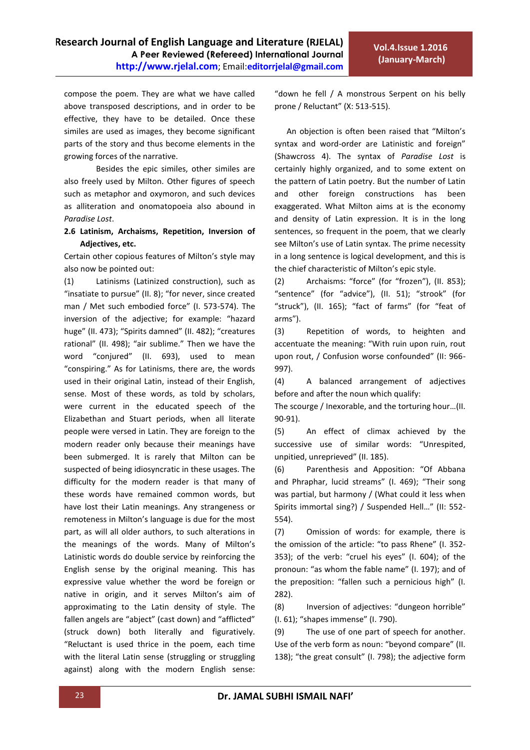compose the poem. They are what we have called above transposed descriptions, and in order to be effective, they have to be detailed. Once these similes are used as images, they become significant parts of the story and thus become elements in the growing forces of the narrative.

Besides the epic similes, other similes are also freely used by Milton. Other figures of speech such as metaphor and oxymoron, and such devices as alliteration and onomatopoeia also abound in *Paradise Lost*.

**2.6 Latinism, Archaisms, Repetition, Inversion of Adjectives, etc.**

Certain other copious features of Milton's style may also now be pointed out:

(1) Latinisms (Latinized construction), such as "insatiate to pursue" (II. 8); "for never, since created man / Met such embodied force" (I. 573-574). The inversion of the adjective; for example: "hazard huge" (II. 473); "Spirits damned" (II. 482); "creatures rational" (II. 498); "air sublime." Then we have the word "conjured" (II. 693), used to mean "conspiring." As for Latinisms, there are, the words used in their original Latin, instead of their English, sense. Most of these words, as told by scholars, were current in the educated speech of the Elizabethan and Stuart periods, when all literate people were versed in Latin. They are foreign to the modern reader only because their meanings have been submerged. It is rarely that Milton can be suspected of being idiosyncratic in these usages. The difficulty for the modern reader is that many of these words have remained common words, but have lost their Latin meanings. Any strangeness or remoteness in Milton's language is due for the most part, as will all older authors, to such alterations in the meanings of the words. Many of Milton's Latinistic words do double service by reinforcing the English sense by the original meaning. This has expressive value whether the word be foreign or native in origin, and it serves Milton's aim of approximating to the Latin density of style. The fallen angels are "abject" (cast down) and "afflicted" (struck down) both literally and figuratively. "Reluctant is used thrice in the poem, each time with the literal Latin sense (struggling or struggling against) along with the modern English sense: "down he fell / A monstrous Serpent on his belly prone / Reluctant" (X: 513-515).

An objection is often been raised that "Milton's syntax and word-order are Latinistic and foreign" (Shawcross 4). The syntax of *Paradise Lost* is certainly highly organized, and to some extent on the pattern of Latin poetry. But the number of Latin and other foreign constructions has been exaggerated. What Milton aims at is the economy and density of Latin expression. It is in the long sentences, so frequent in the poem, that we clearly see Milton's use of Latin syntax. The prime necessity in a long sentence is logical development, and this is the chief characteristic of Milton's epic style.

(2) Archaisms: "force" (for "frozen"), (II. 853); "sentence" (for "advice"), (II. 51); "strook" (for "struck"), (II. 165); "fact of farms" (for "feat of arms").

(3) Repetition of words, to heighten and accentuate the meaning: "With ruin upon ruin, rout upon rout, / Confusion worse confounded" (II: 966-997).

(4) A balanced arrangement of adjectives before and after the noun which qualify:

The scourge / Inexorable, and the torturing hour…(II. 90-91).

(5) An effect of climax achieved by the successive use of similar words: "Unrespited, unpitied, unreprieved" (II. 185).

(6) Parenthesis and Apposition: "Of Abbana and Phraphar, lucid streams" (I. 469); "Their song was partial, but harmony / (What could it less when Spirits immortal sing?) / Suspended Hell…" (II: 552-554).

(7) Omission of words: for example, there is the omission of the article: "to pass Rhene" (I. 352-353); of the verb: "cruel his eyes" (I. 604); of the pronoun: "as whom the fable name" (I. 197); and of the preposition: "fallen such a pernicious high" (I. 282).

(8) Inversion of adjectives: "dungeon horrible" (I. 61); "shapes immense" (I. 790).

(9) The use of one part of speech for another. Use of the verb form as noun: "beyond compare" (II. 138); "the great consult" (I. 798); the adjective form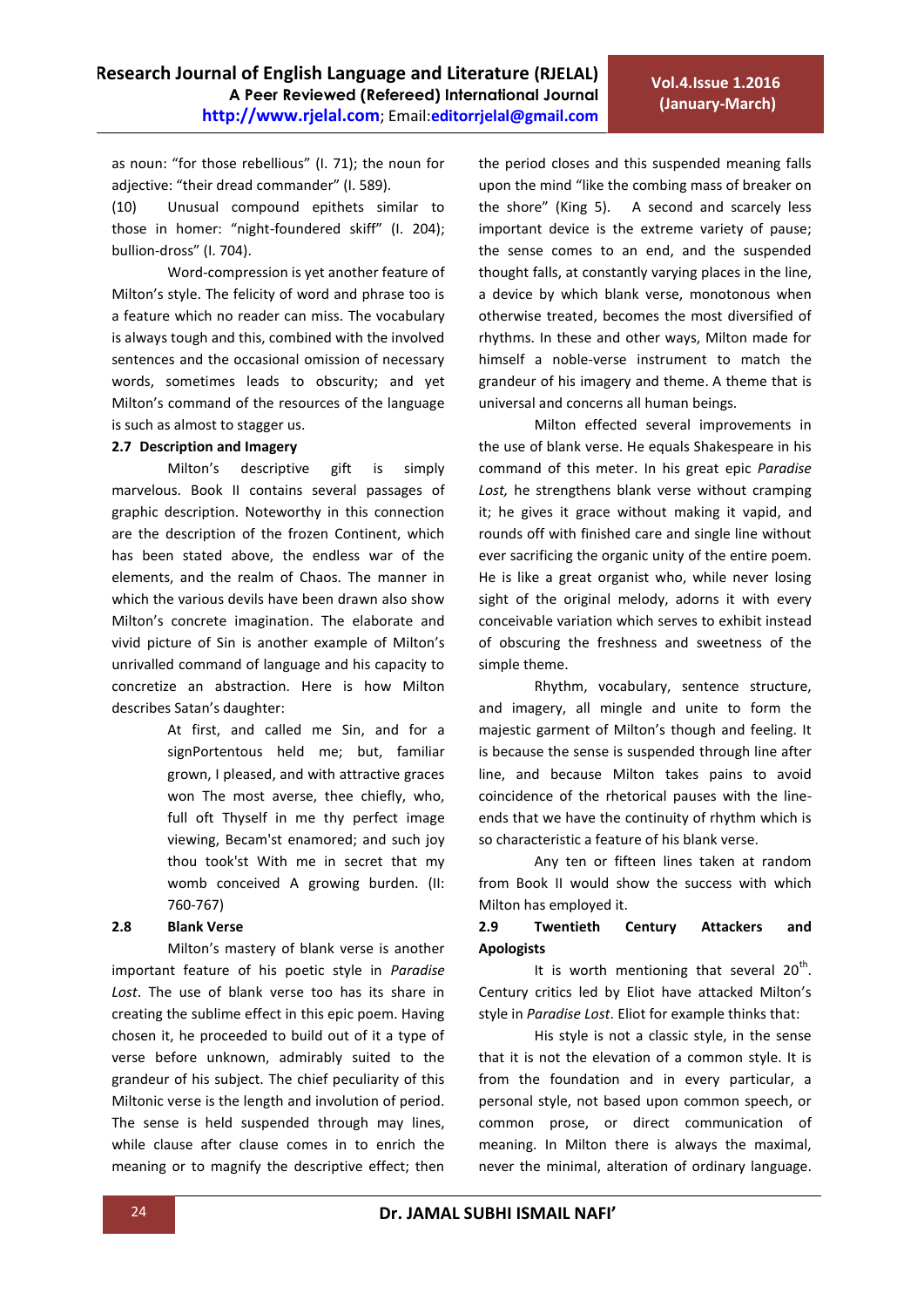as noun: "for those rebellious" (I. 71); the noun for adjective: "their dread commander" (I. 589).

(10) Unusual compound epithets similar to those in homer: "night-foundered skiff" (I. 204); bullion-dross" (I. 704).

Word-compression is yet another feature of Milton's style. The felicity of word and phrase too is a feature which no reader can miss. The vocabulary is always tough and this, combined with the involved sentences and the occasional omission of necessary words, sometimes leads to obscurity; and yet Milton's command of the resources of the language is such as almost to stagger us.

**2.7 Description and Imagery**

Milton's descriptive gift is simply marvelous. Book II contains several passages of graphic description. Noteworthy in this connection are the description of the frozen Continent, which has been stated above, the endless war of the elements, and the realm of Chaos. The manner in which the various devils have been drawn also show Milton's concrete imagination. The elaborate and vivid picture of Sin is another example of Milton's unrivalled command of language and his capacity to concretize an abstraction. Here is how Milton describes Satan's daughter:

> At first, and called me Sin, and for a signPortentous held me; but, familiar grown, I pleased, and with attractive graces won The most averse, thee chiefly, who, full oft Thyself in me thy perfect image viewing, Becam'st enamored; and such joy thou took'st With me in secret that my womb conceived A growing burden. (II: 760-767)

**2.8 Blank Verse**

Milton's mastery of blank verse is another important feature of his poetic style in *Paradise Lost*. The use of blank verse too has its share in creating the sublime effect in this epic poem. Having chosen it, he proceeded to build out of it a type of verse before unknown, admirably suited to the grandeur of his subject. The chief peculiarity of this Miltonic verse is the length and involution of period. The sense is held suspended through may lines, while clause after clause comes in to enrich the meaning or to magnify the descriptive effect; then the period closes and this suspended meaning falls upon the mind "like the combing mass of breaker on the shore" (King 5). A second and scarcely less important device is the extreme variety of pause; the sense comes to an end, and the suspended thought falls, at constantly varying places in the line, a device by which blank verse, monotonous when otherwise treated, becomes the most diversified of rhythms. In these and other ways, Milton made for himself a noble-verse instrument to match the grandeur of his imagery and theme. A theme that is universal and concerns all human beings.

Milton effected several improvements in the use of blank verse. He equals Shakespeare in his command of this meter. In his great epic *Paradise Lost,* he strengthens blank verse without cramping it; he gives it grace without making it vapid, and rounds off with finished care and single line without ever sacrificing the organic unity of the entire poem. He is like a great organist who, while never losing sight of the original melody, adorns it with every conceivable variation which serves to exhibit instead of obscuring the freshness and sweetness of the simple theme.

Rhythm, vocabulary, sentence structure, and imagery, all mingle and unite to form the majestic garment of Milton's though and feeling. It is because the sense is suspended through line after line, and because Milton takes pains to avoid coincidence of the rhetorical pauses with the line-ends that we have the continuity of rhythm which is so characteristic a feature of his blank verse.

Any ten or fifteen lines taken at random from Book II would show the success with which Milton has employed it.

**2.9 Twentieth Century Attackers and Apologists**

It is worth mentioning that several 20th. Century critics led by Eliot have attacked Milton's style in *Paradise Lost*. Eliot for example thinks that:

His style is not a classic style, in the sense that it is not the elevation of a common style. It is from the foundation and in every particular, a personal style, not based upon common speech, or common prose, or direct communication of meaning. In Milton there is always the maximal, never the minimal, alteration of ordinary language.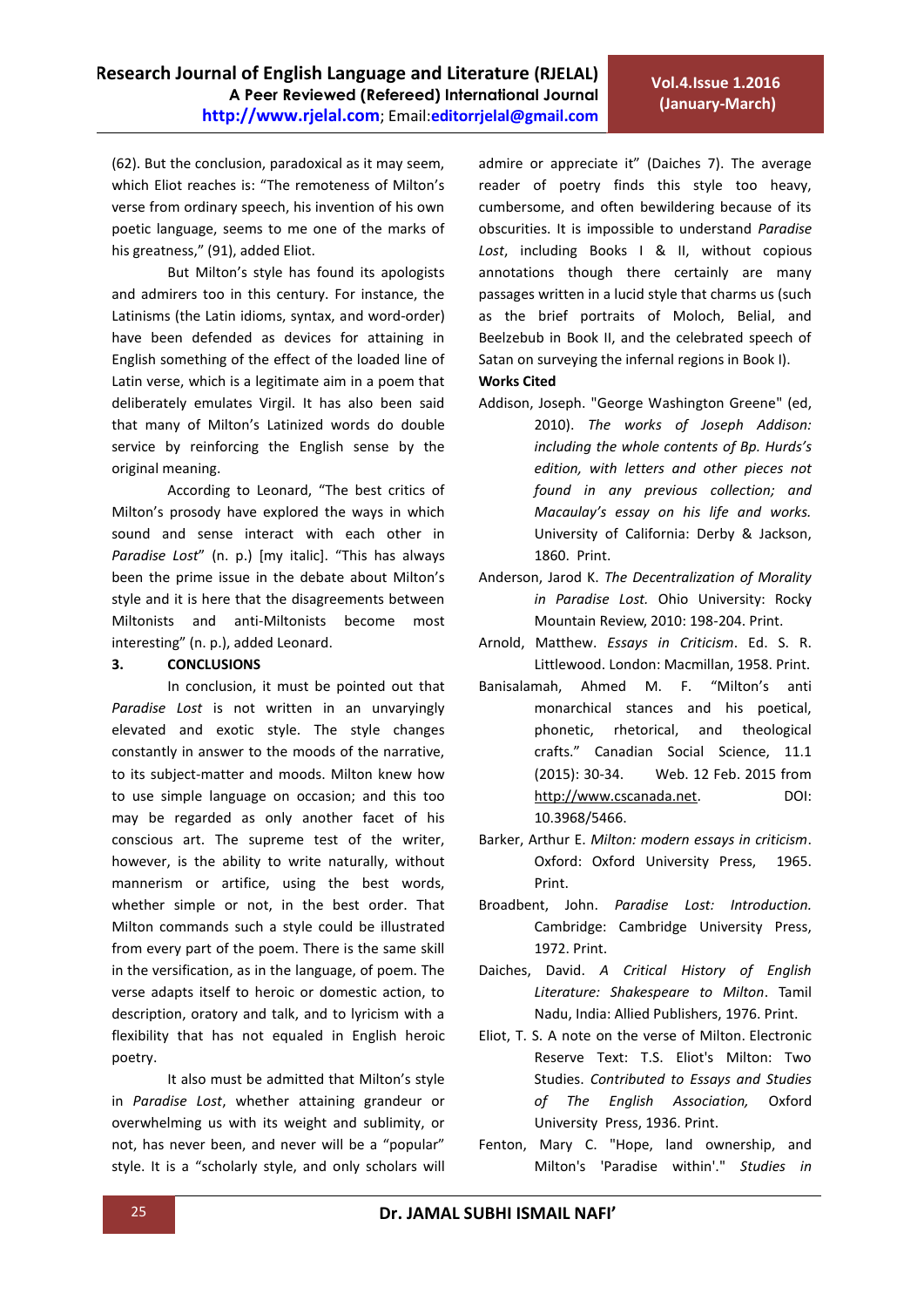(62). But the conclusion, paradoxical as it may seem, which Eliot reaches is: "The remoteness of Milton's verse from ordinary speech, his invention of his own poetic language, seems to me one of the marks of his greatness," (91), added Eliot.

But Milton's style has found its apologists and admirers too in this century. For instance, the Latinisms (the Latin idioms, syntax, and word-order) have been defended as devices for attaining in English something of the effect of the loaded line of Latin verse, which is a legitimate aim in a poem that deliberately emulates Virgil. It has also been said that many of Milton's Latinized words do double service by reinforcing the English sense by the original meaning.

According to Leonard, "The best critics of Milton's prosody have explored the ways in which sound and sense interact with each other in *Paradise Lost*" (n. p.) [my italic]. "This has always been the prime issue in the debate about Milton's style and it is here that the disagreements between Miltonists and anti-Miltonists become most interesting" (n. p.), added Leonard.

## 3. CONCLUSIONS

In conclusion, it must be pointed out that *Paradise Lost* is not written in an unvaryingly elevated and exotic style. The style changes constantly in answer to the moods of the narrative, to its subject-matter and moods. Milton knew how to use simple language on occasion; and this too may be regarded as only another facet of his conscious art. The supreme test of the writer, however, is the ability to write naturally, without mannerism or artifice, using the best words, whether simple or not, in the best order. That Milton commands such a style could be illustrated from every part of the poem. There is the same skill in the versification, as in the language, of poem. The verse adapts itself to heroic or domestic action, to description, oratory and talk, and to lyricism with a flexibility that has not equaled in English heroic poetry.

It also must be admitted that Milton's style in *Paradise Lost*, whether attaining grandeur or overwhelming us with its weight and sublimity, or not, has never been, and never will be a "popular" style. It is a "scholarly style, and only scholars will admire or appreciate it" (Daiches 7). The average reader of poetry finds this style too heavy, cumbersome, and often bewildering because of its obscurities. It is impossible to understand *Paradise Lost*, including Books I & II, without copious annotations though there certainly are many passages written in a lucid style that charms us (such as the brief portraits of Moloch, Belial, and Beelzebub in Book II, and the celebrated speech of Satan on surveying the infernal regions in Book I).

**Works Cited**

Addison, Joseph. "George Washington Greene" (ed, 2010). *The works of Joseph Addison: including the whole contents of Bp. Hurds's edition, with letters and other pieces not found in any previous collection; and Macaulay's essay on his life and works.* University of California: Derby & Jackson, 1860. Print.

Anderson, Jarod K. *The Decentralization of Morality in Paradise Lost.* Ohio University: Rocky Mountain Review, 2010: 198-204. Print.

Arnold, Matthew. *Essays in Criticism*. Ed. S. R. Littlewood. London: Macmillan, 1958. Print.

Banisalamah, Ahmed M. F. "Milton's anti monarchical stances and his poetical, phonetic, rhetorical, and theological crafts." Canadian Social Science, 11.1 (2015): 30-34. Web. 12 Feb. 2015 from http://www.cscanada.net. DOI: 10.3968/5466.

Barker, Arthur E. *Milton: modern essays in criticism*. Oxford: Oxford University Press, 1965. Print.

Broadbent, John. *Paradise Lost: Introduction.* Cambridge: Cambridge University Press, 1972. Print.

Daiches, David. *A Critical History of English Literature: Shakespeare to Milton*. Tamil Nadu, India: Allied Publishers, 1976. Print.

Eliot, T. S. A note on the verse of Milton. Electronic Reserve Text: T.S. Eliot's Milton: Two Studies. *Contributed to Essays and Studies of The English Association,* Oxford University Press, 1936. Print.

Fenton, Mary C. "Hope, land ownership, and Milton's 'Paradise within'." *Studies in*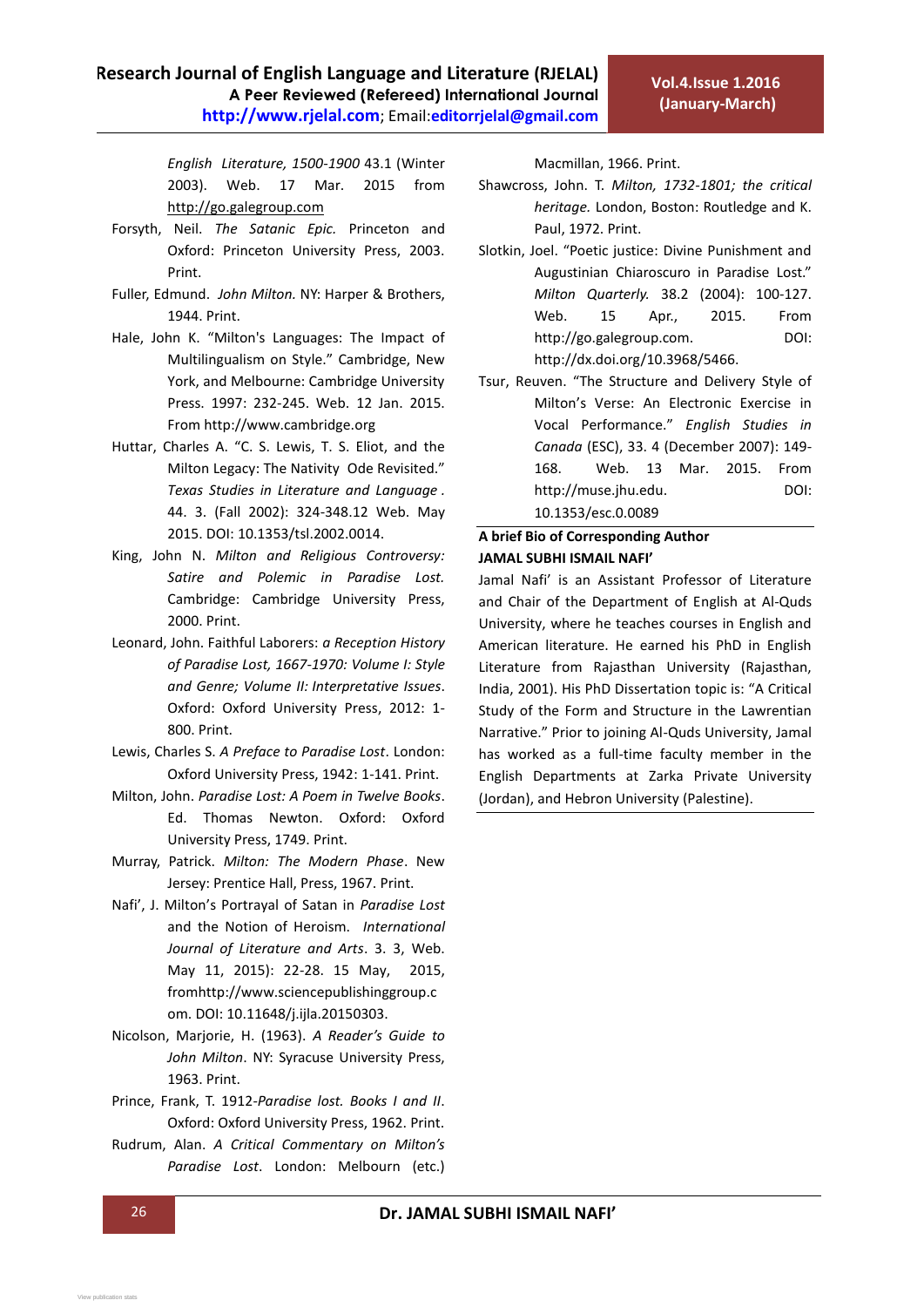*English Literature, 1500-1900* 43.1 (Winter 2003). Web. 17 Mar. 2015 from http://go.galegroup.com

Forsyth, Neil. *The Satanic Epic.* Princeton and Oxford: Princeton University Press, 2003. Print.

Fuller, Edmund. *John Milton.* NY: Harper & Brothers, 1944. Print.

Hale, John K. "Milton's Languages: The Impact of Multilingualism on Style." Cambridge, New York, and Melbourne: Cambridge University Press. 1997: 232-245. Web. 12 Jan. 2015. From http://www.cambridge.org

Huttar, Charles A. "C. S. Lewis, T. S. Eliot, and the Milton Legacy: The Nativity Ode Revisited." *Texas Studies in Literature and Language .* 44. 3. (Fall 2002): 324-348.12 Web. May 2015. DOI: 10.1353/tsl.2002.0014.

King, John N. *Milton and Religious Controversy: Satire and Polemic in Paradise Lost.* Cambridge: Cambridge University Press, 2000. Print.

Leonard, John. Faithful Laborers: *a Reception History of Paradise Lost, 1667-1970: Volume I: Style and Genre; Volume II: Interpretative Issues*. Oxford: Oxford University Press, 2012: 1-800. Print.

Lewis, Charles S. *A Preface to Paradise Lost*. London: Oxford University Press, 1942: 1-141. Print.

Milton, John. *Paradise Lost: A Poem in Twelve Books*. Ed. Thomas Newton. Oxford: Oxford University Press, 1749. Print.

Murray, Patrick. *Milton: The Modern Phase*. New Jersey: Prentice Hall, Press, 1967. Print.

Nafi', J. Milton's Portrayal of Satan in *Paradise Lost* and the Notion of Heroism. *International Journal of Literature and Arts*. 3. 3, Web. May 11, 2015): 22-28. 15 May, 2015, fromhttp://www.sciencepublishinggroup.com. DOI: 10.11648/j.ijla.20150303.

Nicolson, Marjorie, H. (1963). *A Reader's Guide to John Milton*. NY: Syracuse University Press, 1963. Print.

Prince, Frank, T. 1912-*Paradise lost. Books I and II*. Oxford: Oxford University Press, 1962. Print.

Rudrum, Alan. *A Critical Commentary on Milton's Paradise Lost*. London: Melbourn (etc.) Macmillan, 1966. Print.

Shawcross, John. T. *Milton, 1732-1801; the critical heritage.* London, Boston: Routledge and K. Paul, 1972. Print.

Slotkin, Joel. "Poetic justice: Divine Punishment and Augustinian Chiaroscuro in Paradise Lost." *Milton Quarterly.* 38.2 (2004): 100-127. Web. 15 Apr., 2015. From http://go.galegroup.com. DOI: http://dx.doi.org/10.3968/5466.

Tsur, Reuven. "The Structure and Delivery Style of Milton's Verse: An Electronic Exercise in Vocal Performance." *English Studies in Canada* (ESC), 33. 4 (December 2007): 149-168. Web. 13 Mar. 2015. From http://muse.jhu.edu. DOI: 10.1353/esc.0.0089

**A brief Bio of Corresponding Author**

**JAMAL SUBHI ISMAIL NAFI'**

Jamal Nafi' is an Assistant Professor of Literature and Chair of the Department of English at Al-Quds University, where he teaches courses in English and American literature. He earned his PhD in English Literature from Rajasthan University (Rajasthan, India, 2001). His PhD Dissertation topic is: "A Critical Study of the Form and Structure in the Lawrentian Narrative." Prior to joining Al-Quds University, Jamal has worked as a full-time faculty member in the English Departments at Zarka Private University (Jordan), and Hebron University (Palestine).